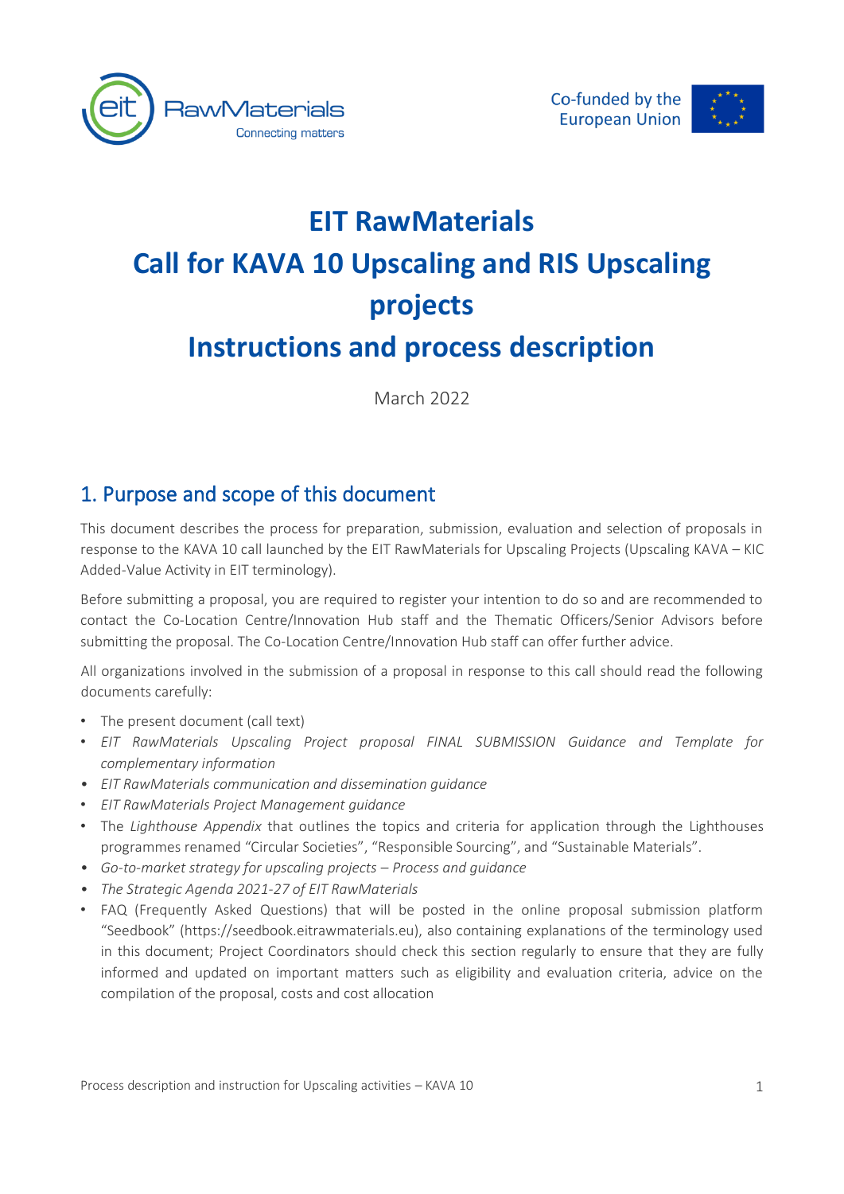# EIT RawMaterials
# Call for KAVA 10 Upscaling and RIS Upscaling projects
# Instructions and process description

March 2022

## 1. Purpose and scope of this document

This document describes the process for preparation, submission, evaluation and selection of proposals in response to the KAVA 10 call launched by the EIT RawMaterials for Upscaling Projects (Upscaling KAVA – KIC Added-Value Activity in EIT terminology).

Before submitting a proposal, you are required to register your intention to do so and are recommended to contact the Co-Location Centre/Innovation Hub staff and the Thematic Officers/Senior Advisors before submitting the proposal. The Co-Location Centre/Innovation Hub staff can offer further advice.

All organizations involved in the submission of a proposal in response to this call should read the following documents carefully:

- The present document (call text)
- *EIT RawMaterials Upscaling Project proposal FINAL SUBMISSION Guidance and Template for complementary information*
- *EIT RawMaterials communication and dissemination guidance*
- *EIT RawMaterials Project Management guidance*
- The *Lighthouse Appendix* that outlines the topics and criteria for application through the Lighthouses programmes renamed "Circular Societies", "Responsible Sourcing", and "Sustainable Materials".
- *Go-to-market strategy for upscaling projects – Process and guidance*
- *The Strategic Agenda 2021-27 of EIT RawMaterials*
- FAQ (Frequently Asked Questions) that will be posted in the online proposal submission platform "Seedbook" (https://seedbook.eitrawmaterials.eu), also containing explanations of the terminology used in this document; Project Coordinators should check this section regularly to ensure that they are fully informed and updated on important matters such as eligibility and evaluation criteria, advice on the compilation of the proposal, costs and cost allocation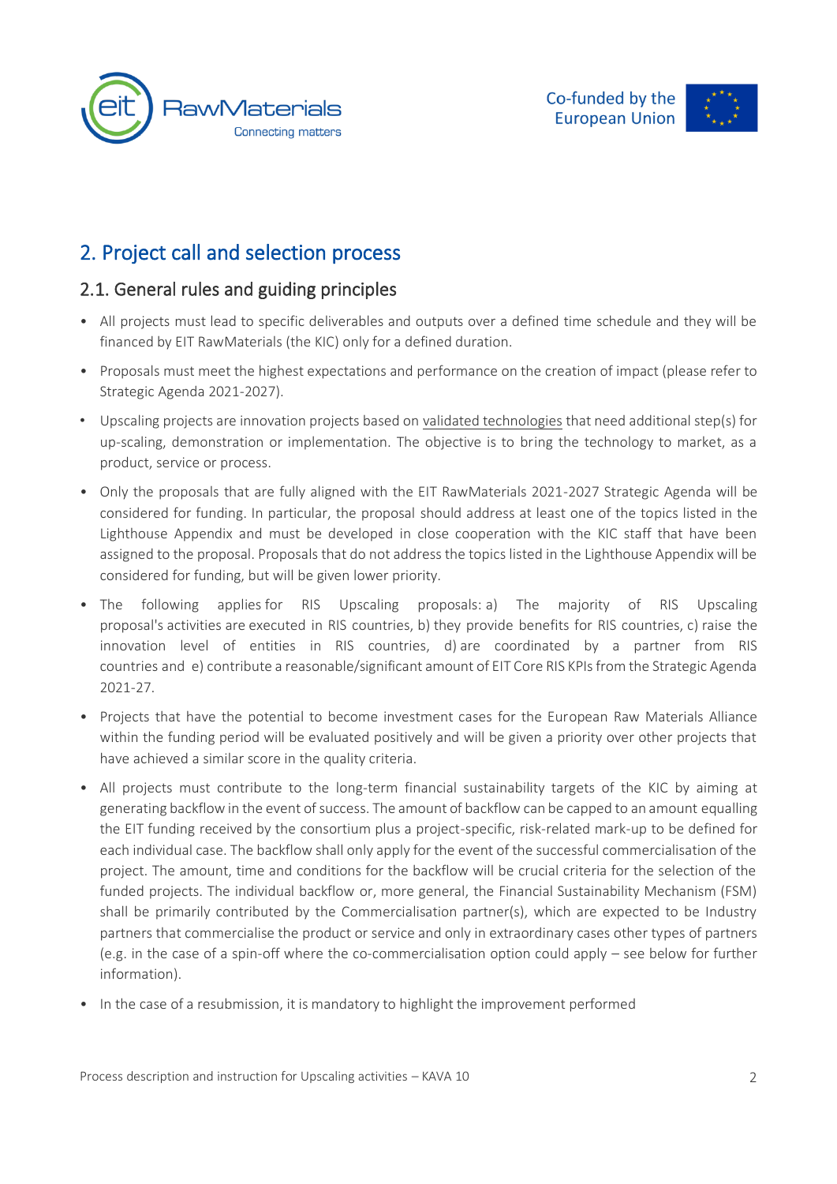## 2. Project call and selection process

### 2.1. General rules and guiding principles

- All projects must lead to specific deliverables and outputs over a defined time schedule and they will be financed by EIT RawMaterials (the KIC) only for a defined duration.
- Proposals must meet the highest expectations and performance on the creation of impact (please refer to Strategic Agenda 2021-2027).
- Upscaling projects are innovation projects based on validated technologies that need additional step(s) for up-scaling, demonstration or implementation. The objective is to bring the technology to market, as a product, service or process.
- Only the proposals that are fully aligned with the EIT RawMaterials 2021-2027 Strategic Agenda will be considered for funding. In particular, the proposal should address at least one of the topics listed in the Lighthouse Appendix and must be developed in close cooperation with the KIC staff that have been assigned to the proposal. Proposals that do not address the topics listed in the Lighthouse Appendix will be considered for funding, but will be given lower priority.
- The following applies for RIS Upscaling proposals: a) The majority of RIS Upscaling proposal's activities are executed in RIS countries, b) they provide benefits for RIS countries, c) raise the innovation level of entities in RIS countries, d) are coordinated by a partner from RIS countries and e) contribute a reasonable/significant amount of EIT Core RIS KPIs from the Strategic Agenda 2021-27.
- Projects that have the potential to become investment cases for the European Raw Materials Alliance within the funding period will be evaluated positively and will be given a priority over other projects that have achieved a similar score in the quality criteria.
- All projects must contribute to the long-term financial sustainability targets of the KIC by aiming at generating backflow in the event of success. The amount of backflow can be capped to an amount equalling the EIT funding received by the consortium plus a project-specific, risk-related mark-up to be defined for each individual case. The backflow shall only apply for the event of the successful commercialisation of the project. The amount, time and conditions for the backflow will be crucial criteria for the selection of the funded projects. The individual backflow or, more general, the Financial Sustainability Mechanism (FSM) shall be primarily contributed by the Commercialisation partner(s), which are expected to be Industry partners that commercialise the product or service and only in extraordinary cases other types of partners (e.g. in the case of a spin-off where the co-commercialisation option could apply – see below for further information).
- In the case of a resubmission, it is mandatory to highlight the improvement performed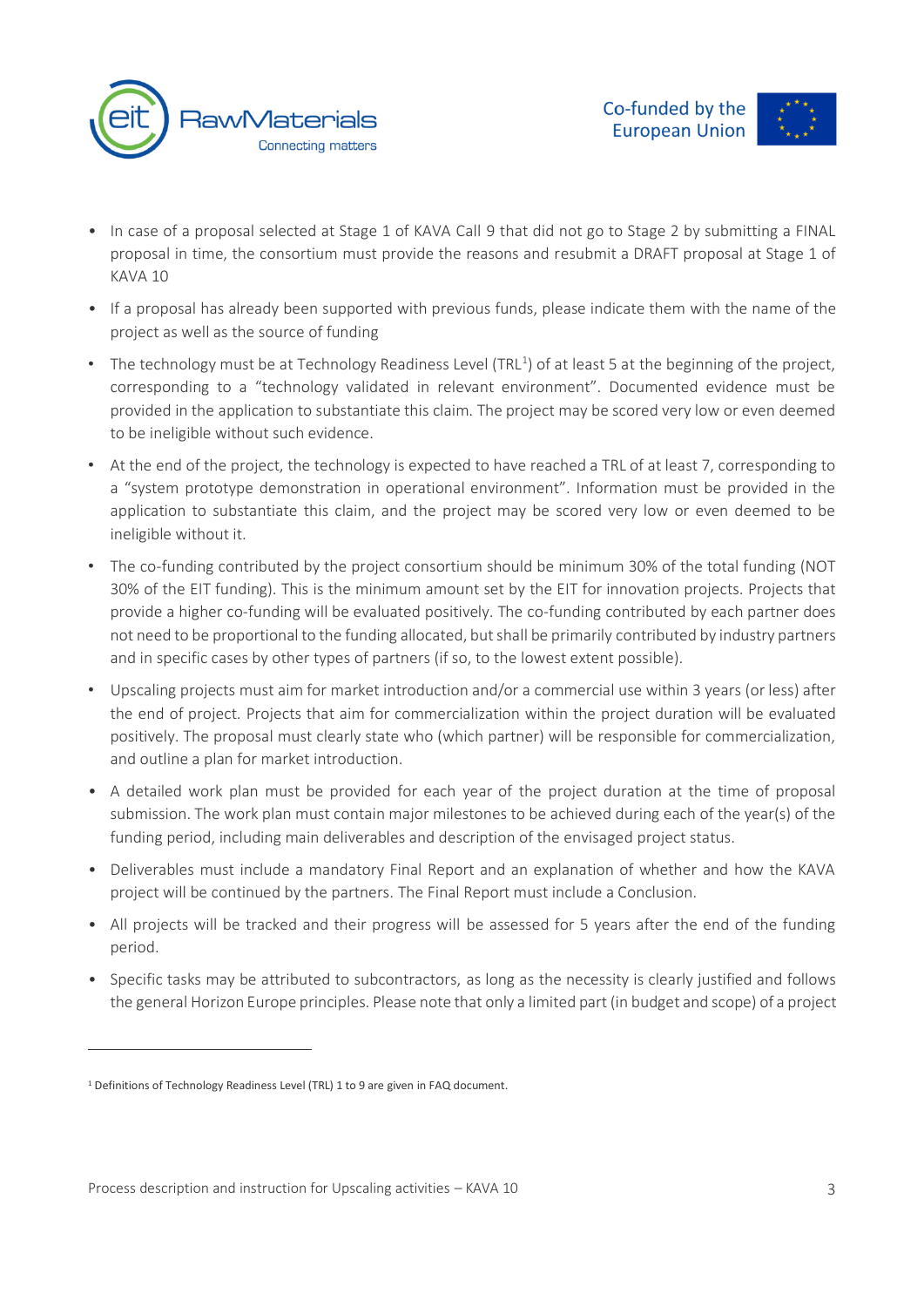- In case of a proposal selected at Stage 1 of KAVA Call 9 that did not go to Stage 2 by submitting a FINAL proposal in time, the consortium must provide the reasons and resubmit a DRAFT proposal at Stage 1 of KAVA 10
- If a proposal has already been supported with previous funds, please indicate them with the name of the project as well as the source of funding
- The technology must be at Technology Readiness Level (TRL[1]) of at least 5 at the beginning of the project, corresponding to a "technology validated in relevant environment". Documented evidence must be provided in the application to substantiate this claim. The project may be scored very low or even deemed to be ineligible without such evidence.
- At the end of the project, the technology is expected to have reached a TRL of at least 7, corresponding to a "system prototype demonstration in operational environment". Information must be provided in the application to substantiate this claim, and the project may be scored very low or even deemed to be ineligible without it.
- The co-funding contributed by the project consortium should be minimum 30% of the total funding (NOT 30% of the EIT funding). This is the minimum amount set by the EIT for innovation projects. Projects that provide a higher co-funding will be evaluated positively. The co-funding contributed by each partner does not need to be proportional to the funding allocated, but shall be primarily contributed by industry partners and in specific cases by other types of partners (if so, to the lowest extent possible).
- Upscaling projects must aim for market introduction and/or a commercial use within 3 years (or less) after the end of project. Projects that aim for commercialization within the project duration will be evaluated positively. The proposal must clearly state who (which partner) will be responsible for commercialization, and outline a plan for market introduction.
- A detailed work plan must be provided for each year of the project duration at the time of proposal submission. The work plan must contain major milestones to be achieved during each of the year(s) of the funding period, including main deliverables and description of the envisaged project status.
- Deliverables must include a mandatory Final Report and an explanation of whether and how the KAVA project will be continued by the partners. The Final Report must include a Conclusion.
- All projects will be tracked and their progress will be assessed for 5 years after the end of the funding period.
- Specific tasks may be attributed to subcontractors, as long as the necessity is clearly justified and follows the general Horizon Europe principles. Please note that only a limited part (in budget and scope) of a project

[1] Definitions of Technology Readiness Level (TRL) 1 to 9 are given in FAQ document.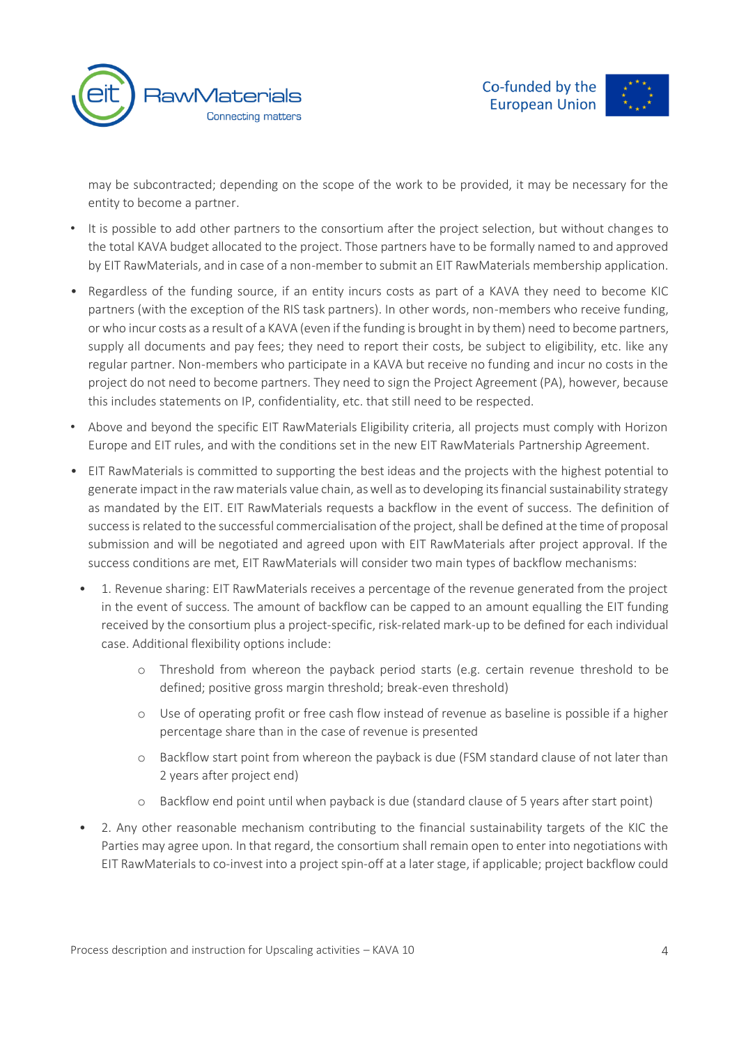may be subcontracted; depending on the scope of the work to be provided, it may be necessary for the entity to become a partner.

- It is possible to add other partners to the consortium after the project selection, but without changes to the total KAVA budget allocated to the project. Those partners have to be formally named to and approved by EIT RawMaterials, and in case of a non-member to submit an EIT RawMaterials membership application.
- Regardless of the funding source, if an entity incurs costs as part of a KAVA they need to become KIC partners (with the exception of the RIS task partners). In other words, non-members who receive funding, or who incur costs as a result of a KAVA (even if the funding is brought in by them) need to become partners, supply all documents and pay fees; they need to report their costs, be subject to eligibility, etc. like any regular partner. Non-members who participate in a KAVA but receive no funding and incur no costs in the project do not need to become partners. They need to sign the Project Agreement (PA), however, because this includes statements on IP, confidentiality, etc. that still need to be respected.
- Above and beyond the specific EIT RawMaterials Eligibility criteria, all projects must comply with Horizon Europe and EIT rules, and with the conditions set in the new EIT RawMaterials Partnership Agreement.
- EIT RawMaterials is committed to supporting the best ideas and the projects with the highest potential to generate impact in the raw materials value chain, as well as to developing its financial sustainability strategy as mandated by the EIT. EIT RawMaterials requests a backflow in the event of success. The definition of success is related to the successful commercialisation of the project, shall be defined at the time of proposal submission and will be negotiated and agreed upon with EIT RawMaterials after project approval. If the success conditions are met, EIT RawMaterials will consider two main types of backflow mechanisms:
  - 1. Revenue sharing: EIT RawMaterials receives a percentage of the revenue generated from the project in the event of success. The amount of backflow can be capped to an amount equalling the EIT funding received by the consortium plus a project-specific, risk-related mark-up to be defined for each individual case. Additional flexibility options include:
    - Threshold from whereon the payback period starts (e.g. certain revenue threshold to be defined; positive gross margin threshold; break-even threshold)
    - Use of operating profit or free cash flow instead of revenue as baseline is possible if a higher percentage share than in the case of revenue is presented
    - Backflow start point from whereon the payback is due (FSM standard clause of not later than 2 years after project end)
    - Backflow end point until when payback is due (standard clause of 5 years after start point)
  - 2. Any other reasonable mechanism contributing to the financial sustainability targets of the KIC the Parties may agree upon. In that regard, the consortium shall remain open to enter into negotiations with EIT RawMaterials to co-invest into a project spin-off at a later stage, if applicable; project backflow could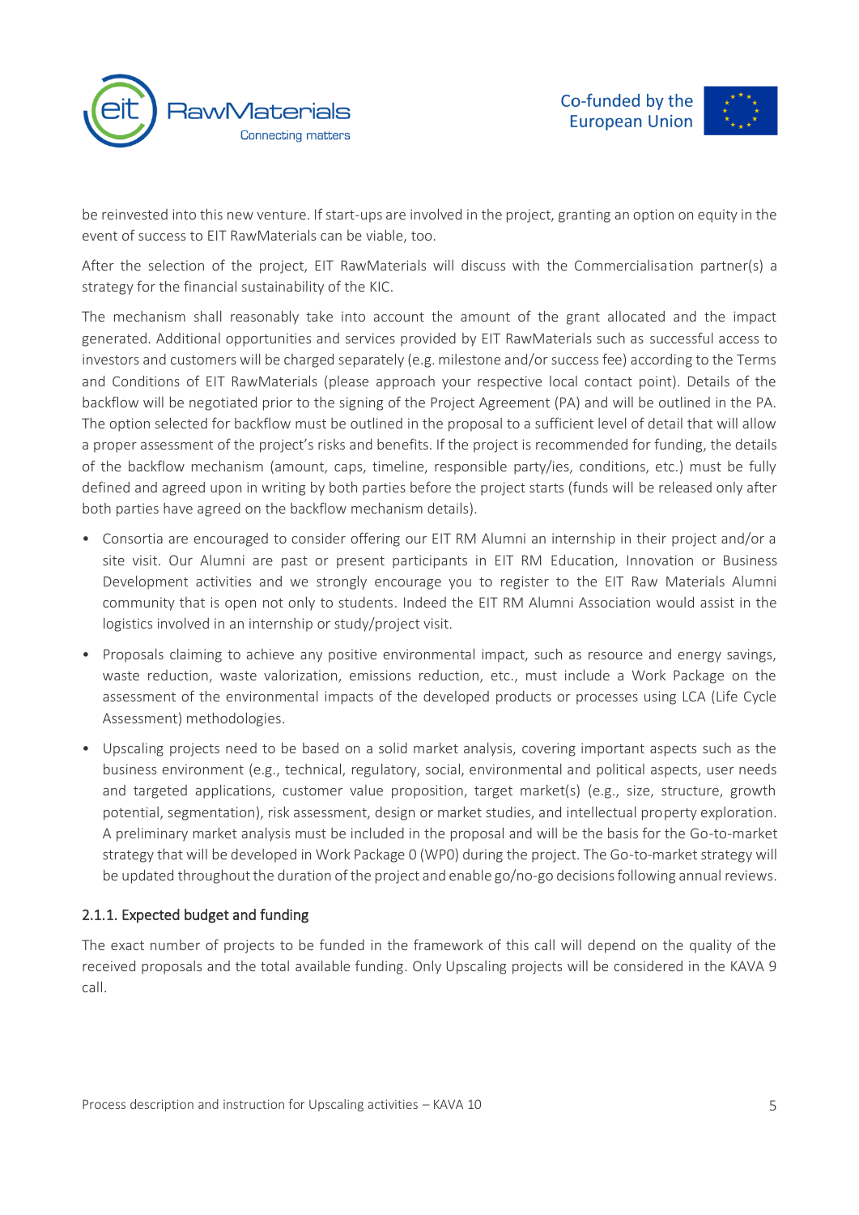be reinvested into this new venture. If start-ups are involved in the project, granting an option on equity in the event of success to EIT RawMaterials can be viable, too.

After the selection of the project, EIT RawMaterials will discuss with the Commercialisation partner(s) a strategy for the financial sustainability of the KIC.

The mechanism shall reasonably take into account the amount of the grant allocated and the impact generated. Additional opportunities and services provided by EIT RawMaterials such as successful access to investors and customers will be charged separately (e.g. milestone and/or success fee) according to the Terms and Conditions of EIT RawMaterials (please approach your respective local contact point). Details of the backflow will be negotiated prior to the signing of the Project Agreement (PA) and will be outlined in the PA. The option selected for backflow must be outlined in the proposal to a sufficient level of detail that will allow a proper assessment of the project's risks and benefits. If the project is recommended for funding, the details of the backflow mechanism (amount, caps, timeline, responsible party/ies, conditions, etc.) must be fully defined and agreed upon in writing by both parties before the project starts (funds will be released only after both parties have agreed on the backflow mechanism details).

- Consortia are encouraged to consider offering our EIT RM Alumni an internship in their project and/or a site visit. Our Alumni are past or present participants in EIT RM Education, Innovation or Business Development activities and we strongly encourage you to register to the EIT Raw Materials Alumni community that is open not only to students. Indeed the EIT RM Alumni Association would assist in the logistics involved in an internship or study/project visit.
- Proposals claiming to achieve any positive environmental impact, such as resource and energy savings, waste reduction, waste valorization, emissions reduction, etc., must include a Work Package on the assessment of the environmental impacts of the developed products or processes using LCA (Life Cycle Assessment) methodologies.
- Upscaling projects need to be based on a solid market analysis, covering important aspects such as the business environment (e.g., technical, regulatory, social, environmental and political aspects, user needs and targeted applications, customer value proposition, target market(s) (e.g., size, structure, growth potential, segmentation), risk assessment, design or market studies, and intellectual property exploration. A preliminary market analysis must be included in the proposal and will be the basis for the Go-to-market strategy that will be developed in Work Package 0 (WP0) during the project. The Go-to-market strategy will be updated throughout the duration of the project and enable go/no-go decisions following annual reviews.

### 2.1.1. Expected budget and funding

The exact number of projects to be funded in the framework of this call will depend on the quality of the received proposals and the total available funding. Only Upscaling projects will be considered in the KAVA 9 call.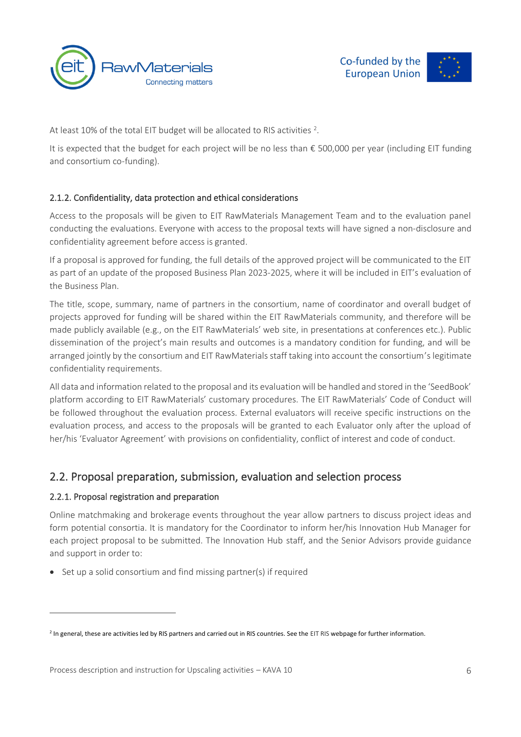At least 10% of the total EIT budget will be allocated to RIS activities [2].

It is expected that the budget for each project will be no less than € 500,000 per year (including EIT funding and consortium co-funding).

#### 2.1.2. Confidentiality, data protection and ethical considerations

Access to the proposals will be given to EIT RawMaterials Management Team and to the evaluation panel conducting the evaluations. Everyone with access to the proposal texts will have signed a non-disclosure and confidentiality agreement before access is granted.

If a proposal is approved for funding, the full details of the approved project will be communicated to the EIT as part of an update of the proposed Business Plan 2023-2025, where it will be included in EIT's evaluation of the Business Plan.

The title, scope, summary, name of partners in the consortium, name of coordinator and overall budget of projects approved for funding will be shared within the EIT RawMaterials community, and therefore will be made publicly available (e.g., on the EIT RawMaterials' web site, in presentations at conferences etc.). Public dissemination of the project's main results and outcomes is a mandatory condition for funding, and will be arranged jointly by the consortium and EIT RawMaterials staff taking into account the consortium's legitimate confidentiality requirements.

All data and information related to the proposal and its evaluation will be handled and stored in the 'SeedBook' platform according to EIT RawMaterials' customary procedures. The EIT RawMaterials' Code of Conduct will be followed throughout the evaluation process. External evaluators will receive specific instructions on the evaluation process, and access to the proposals will be granted to each Evaluator only after the upload of her/his 'Evaluator Agreement' with provisions on confidentiality, conflict of interest and code of conduct.

## 2.2. Proposal preparation, submission, evaluation and selection process

#### 2.2.1. Proposal registration and preparation

Online matchmaking and brokerage events throughout the year allow partners to discuss project ideas and form potential consortia. It is mandatory for the Coordinator to inform her/his Innovation Hub Manager for each project proposal to be submitted. The Innovation Hub staff, and the Senior Advisors provide guidance and support in order to:

- Set up a solid consortium and find missing partner(s) if required

[2] In general, these are activities led by RIS partners and carried out in RIS countries. See the EIT RIS webpage for further information.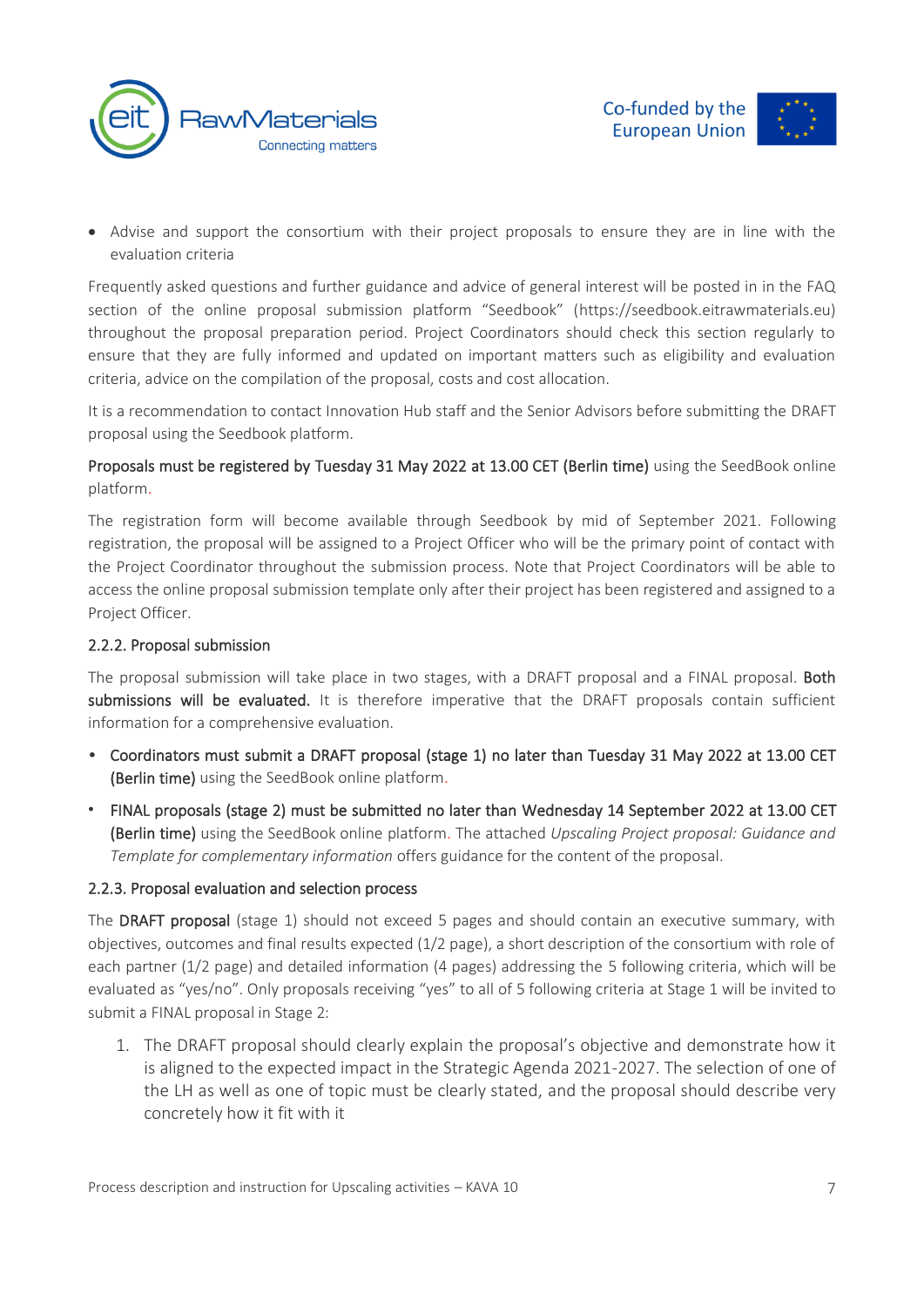- Advise and support the consortium with their project proposals to ensure they are in line with the evaluation criteria

Frequently asked questions and further guidance and advice of general interest will be posted in in the FAQ section of the online proposal submission platform “Seedbook” (https://seedbook.eitrawmaterials.eu) throughout the proposal preparation period. Project Coordinators should check this section regularly to ensure that they are fully informed and updated on important matters such as eligibility and evaluation criteria, advice on the compilation of the proposal, costs and cost allocation.

It is a recommendation to contact Innovation Hub staff and the Senior Advisors before submitting the DRAFT proposal using the Seedbook platform.

**Proposals must be registered by Tuesday 31 May 2022 at 13.00 CET (Berlin time)** using the SeedBook online platform.

The registration form will become available through Seedbook by mid of September 2021. Following registration, the proposal will be assigned to a Project Officer who will be the primary point of contact with the Project Coordinator throughout the submission process. Note that Project Coordinators will be able to access the online proposal submission template only after their project has been registered and assigned to a Project Officer.

### 2.2.2. Proposal submission

The proposal submission will take place in two stages, with a DRAFT proposal and a FINAL proposal. **Both submissions will be evaluated.** It is therefore imperative that the DRAFT proposals contain sufficient information for a comprehensive evaluation.

- **Coordinators must submit a DRAFT proposal (stage 1) no later than Tuesday 31 May 2022 at 13.00 CET (Berlin time)** using the SeedBook online platform.
- **FINAL proposals (stage 2) must be submitted no later than Wednesday 14 September 2022 at 13.00 CET (Berlin time)** using the SeedBook online platform. The attached *Upscaling Project proposal: Guidance and Template for complementary information* offers guidance for the content of the proposal.

### 2.2.3. Proposal evaluation and selection process

The **DRAFT proposal** (stage 1) should not exceed 5 pages and should contain an executive summary, with objectives, outcomes and final results expected (1/2 page), a short description of the consortium with role of each partner (1/2 page) and detailed information (4 pages) addressing the 5 following criteria, which will be evaluated as “yes/no”. Only proposals receiving “yes” to all of 5 following criteria at Stage 1 will be invited to submit a FINAL proposal in Stage 2:

1. The DRAFT proposal should clearly explain the proposal’s objective and demonstrate how it is aligned to the expected impact in the Strategic Agenda 2021-2027. The selection of one of the LH as well as one of topic must be clearly stated, and the proposal should describe very concretely how it fit with it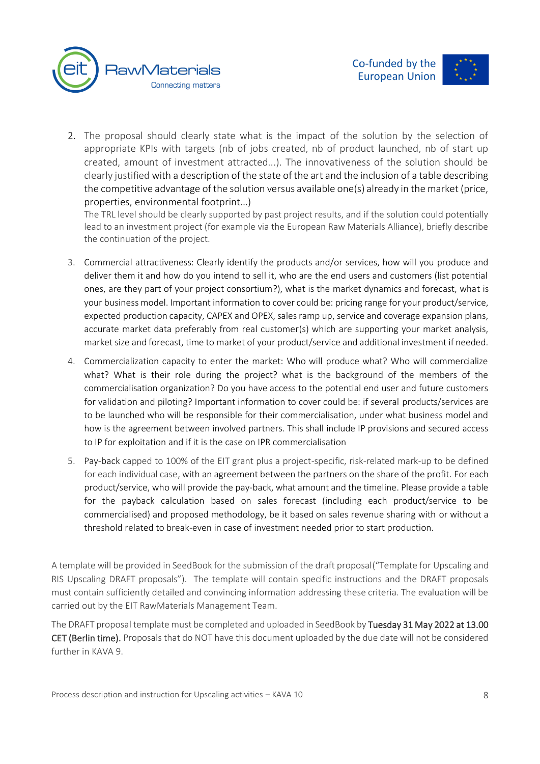2. The proposal should clearly state what is the impact of the solution by the selection of appropriate KPIs with targets (nb of jobs created, nb of product launched, nb of start up created, amount of investment attracted...). The innovativeness of the solution should be clearly justified with a description of the state of the art and the inclusion of a table describing the competitive advantage of the solution versus available one(s) already in the market (price, properties, environmental footprint…)
   The TRL level should be clearly supported by past project results, and if the solution could potentially lead to an investment project (for example via the European Raw Materials Alliance), briefly describe the continuation of the project.

3. Commercial attractiveness: Clearly identify the products and/or services, how will you produce and deliver them it and how do you intend to sell it, who are the end users and customers (list potential ones, are they part of your project consortium?), what is the market dynamics and forecast, what is your business model. Important information to cover could be: pricing range for your product/service, expected production capacity, CAPEX and OPEX, sales ramp up, service and coverage expansion plans, accurate market data preferably from real customer(s) which are supporting your market analysis, market size and forecast, time to market of your product/service and additional investment if needed.

4. Commercialization capacity to enter the market: Who will produce what? Who will commercialize what? What is their role during the project? what is the background of the members of the commercialisation organization? Do you have access to the potential end user and future customers for validation and piloting? Important information to cover could be: if several products/services are to be launched who will be responsible for their commercialisation, under what business model and how is the agreement between involved partners. This shall include IP provisions and secured access to IP for exploitation and if it is the case on IPR commercialisation

5. Pay-back capped to 100% of the EIT grant plus a project-specific, risk-related mark-up to be defined for each individual case, with an agreement between the partners on the share of the profit. For each product/service, who will provide the pay-back, what amount and the timeline. Please provide a table for the payback calculation based on sales forecast (including each product/service to be commercialised) and proposed methodology, be it based on sales revenue sharing with or without a threshold related to break-even in case of investment needed prior to start production.

A template will be provided in SeedBook for the submission of the draft proposal("Template for Upscaling and RIS Upscaling DRAFT proposals"). The template will contain specific instructions and the DRAFT proposals must contain sufficiently detailed and convincing information addressing these criteria. The evaluation will be carried out by the EIT RawMaterials Management Team.

The DRAFT proposal template must be completed and uploaded in SeedBook by **Tuesday 31 May 2022 at 13.00 CET (Berlin time).** Proposals that do NOT have this document uploaded by the due date will not be considered further in KAVA 9.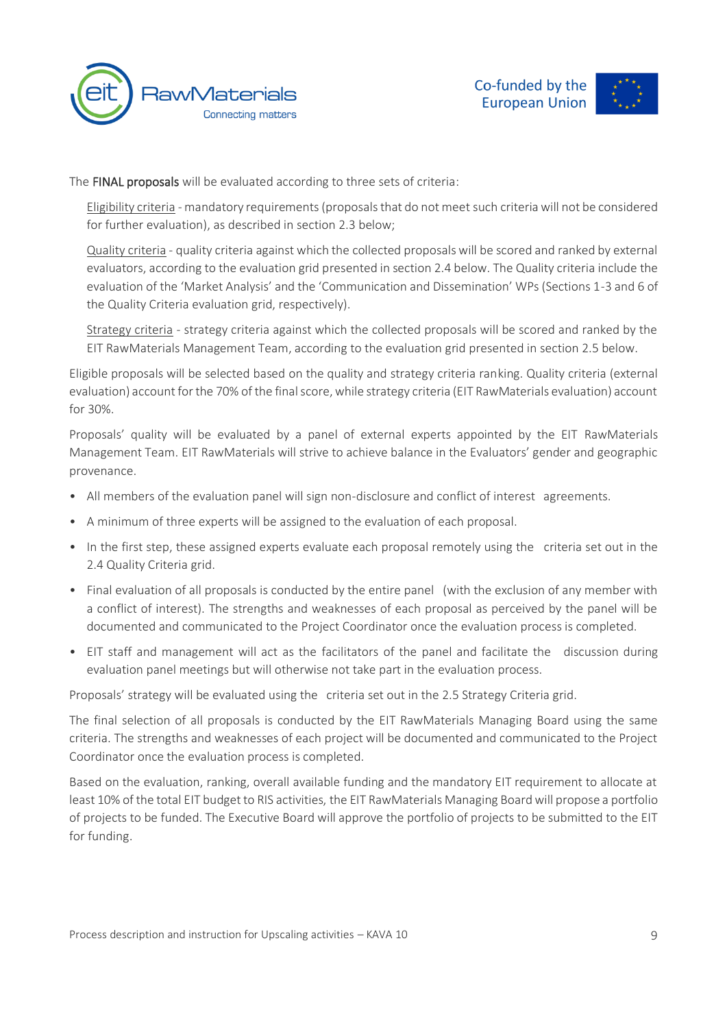The **FINAL proposals** will be evaluated according to three sets of criteria:

Eligibility criteria - mandatory requirements (proposals that do not meet such criteria will not be considered for further evaluation), as described in section 2.3 below;

Quality criteria - quality criteria against which the collected proposals will be scored and ranked by external evaluators, according to the evaluation grid presented in section 2.4 below. The Quality criteria include the evaluation of the 'Market Analysis' and the 'Communication and Dissemination' WPs (Sections 1-3 and 6 of the Quality Criteria evaluation grid, respectively).

Strategy criteria - strategy criteria against which the collected proposals will be scored and ranked by the EIT RawMaterials Management Team, according to the evaluation grid presented in section 2.5 below.

Eligible proposals will be selected based on the quality and strategy criteria ranking. Quality criteria (external evaluation) account for the 70% of the final score, while strategy criteria (EIT RawMaterials evaluation) account for 30%.

Proposals' quality will be evaluated by a panel of external experts appointed by the EIT RawMaterials Management Team. EIT RawMaterials will strive to achieve balance in the Evaluators' gender and geographic provenance.

- All members of the evaluation panel will sign non-disclosure and conflict of interest agreements.
- A minimum of three experts will be assigned to the evaluation of each proposal.
- In the first step, these assigned experts evaluate each proposal remotely using the criteria set out in the 2.4 Quality Criteria grid.
- Final evaluation of all proposals is conducted by the entire panel (with the exclusion of any member with a conflict of interest). The strengths and weaknesses of each proposal as perceived by the panel will be documented and communicated to the Project Coordinator once the evaluation process is completed.
- EIT staff and management will act as the facilitators of the panel and facilitate the discussion during evaluation panel meetings but will otherwise not take part in the evaluation process.

Proposals' strategy will be evaluated using the criteria set out in the 2.5 Strategy Criteria grid.

The final selection of all proposals is conducted by the EIT RawMaterials Managing Board using the same criteria. The strengths and weaknesses of each project will be documented and communicated to the Project Coordinator once the evaluation process is completed.

Based on the evaluation, ranking, overall available funding and the mandatory EIT requirement to allocate at least 10% of the total EIT budget to RIS activities, the EIT RawMaterials Managing Board will propose a portfolio of projects to be funded. The Executive Board will approve the portfolio of projects to be submitted to the EIT for funding.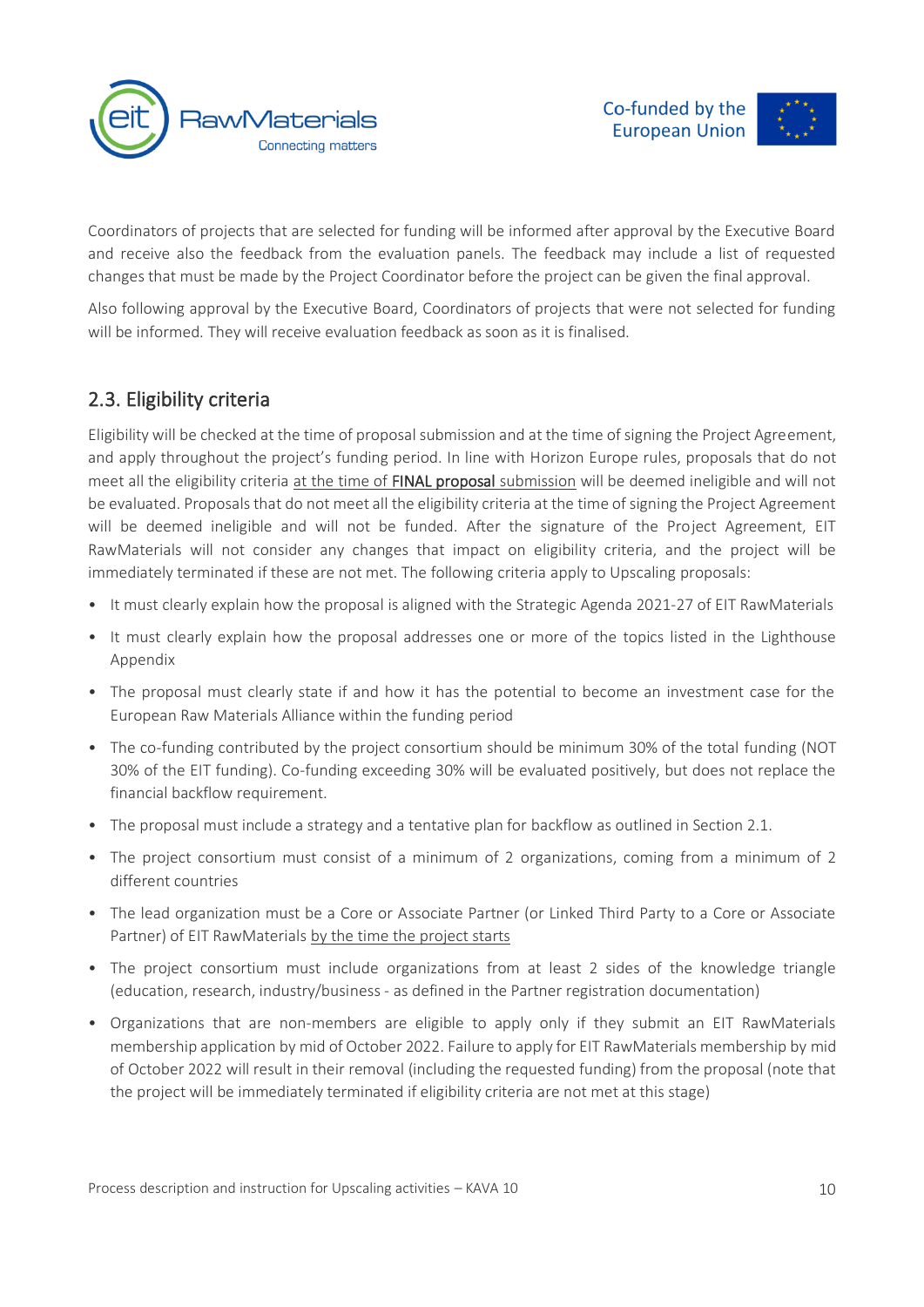Coordinators of projects that are selected for funding will be informed after approval by the Executive Board and receive also the feedback from the evaluation panels. The feedback may include a list of requested changes that must be made by the Project Coordinator before the project can be given the final approval.

Also following approval by the Executive Board, Coordinators of projects that were not selected for funding will be informed. They will receive evaluation feedback as soon as it is finalised.

## 2.3. Eligibility criteria

Eligibility will be checked at the time of proposal submission and at the time of signing the Project Agreement, and apply throughout the project's funding period. In line with Horizon Europe rules, proposals that do not meet all the eligibility criteria at the time of **FINAL proposal** submission will be deemed ineligible and will not be evaluated. Proposals that do not meet all the eligibility criteria at the time of signing the Project Agreement will be deemed ineligible and will not be funded. After the signature of the Project Agreement, EIT RawMaterials will not consider any changes that impact on eligibility criteria, and the project will be immediately terminated if these are not met. The following criteria apply to Upscaling proposals:

- It must clearly explain how the proposal is aligned with the Strategic Agenda 2021-27 of EIT RawMaterials
- It must clearly explain how the proposal addresses one or more of the topics listed in the Lighthouse Appendix
- The proposal must clearly state if and how it has the potential to become an investment case for the European Raw Materials Alliance within the funding period
- The co-funding contributed by the project consortium should be minimum 30% of the total funding (NOT 30% of the EIT funding). Co-funding exceeding 30% will be evaluated positively, but does not replace the financial backflow requirement.
- The proposal must include a strategy and a tentative plan for backflow as outlined in Section 2.1.
- The project consortium must consist of a minimum of 2 organizations, coming from a minimum of 2 different countries
- The lead organization must be a Core or Associate Partner (or Linked Third Party to a Core or Associate Partner) of EIT RawMaterials by the time the project starts
- The project consortium must include organizations from at least 2 sides of the knowledge triangle (education, research, industry/business - as defined in the Partner registration documentation)
- Organizations that are non-members are eligible to apply only if they submit an EIT RawMaterials membership application by mid of October 2022. Failure to apply for EIT RawMaterials membership by mid of October 2022 will result in their removal (including the requested funding) from the proposal (note that the project will be immediately terminated if eligibility criteria are not met at this stage)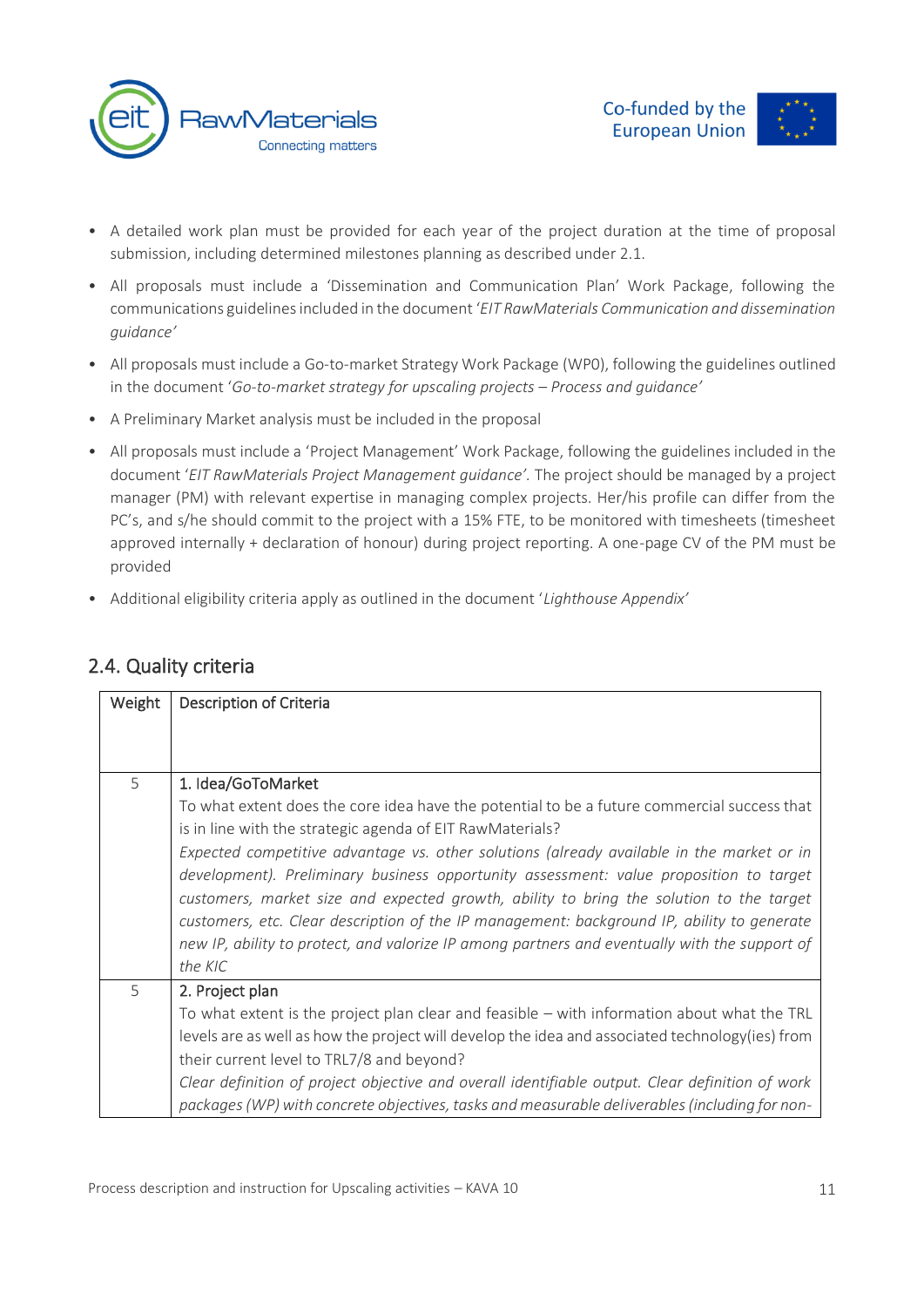- A detailed work plan must be provided for each year of the project duration at the time of proposal submission, including determined milestones planning as described under 2.1.
- All proposals must include a 'Dissemination and Communication Plan' Work Package, following the communications guidelines included in the document '*EIT RawMaterials Communication and dissemination guidance'*
- All proposals must include a Go-to-market Strategy Work Package (WP0), following the guidelines outlined in the document '*Go-to-market strategy for upscaling projects – Process and guidance'*
- A Preliminary Market analysis must be included in the proposal
- All proposals must include a 'Project Management' Work Package, following the guidelines included in the document '*EIT RawMaterials Project Management guidance'*. The project should be managed by a project manager (PM) with relevant expertise in managing complex projects. Her/his profile can differ from the PC's, and s/he should commit to the project with a 15% FTE, to be monitored with timesheets (timesheet approved internally + declaration of honour) during project reporting. A one-page CV of the PM must be provided
- Additional eligibility criteria apply as outlined in the document '*Lighthouse Appendix'*

## 2.4. Quality criteria

| Weight | Description of Criteria |
|---|---|
| 5 | 1. Idea/GoToMarket<br>To what extent does the core idea have the potential to be a future commercial success that is in line with the strategic agenda of EIT RawMaterials?<br>*Expected competitive advantage vs. other solutions (already available in the market or in development). Preliminary business opportunity assessment: value proposition to target customers, market size and expected growth, ability to bring the solution to the target customers, etc. Clear description of the IP management: background IP, ability to generate new IP, ability to protect, and valorize IP among partners and eventually with the support of the KIC* |
| 5 | 2. Project plan<br>To what extent is the project plan clear and feasible – with information about what the TRL levels are as well as how the project will develop the idea and associated technology(ies) from their current level to TRL7/8 and beyond?<br>*Clear definition of project objective and overall identifiable output. Clear definition of work packages (WP) with concrete objectives, tasks and measurable deliverables (including for non-* |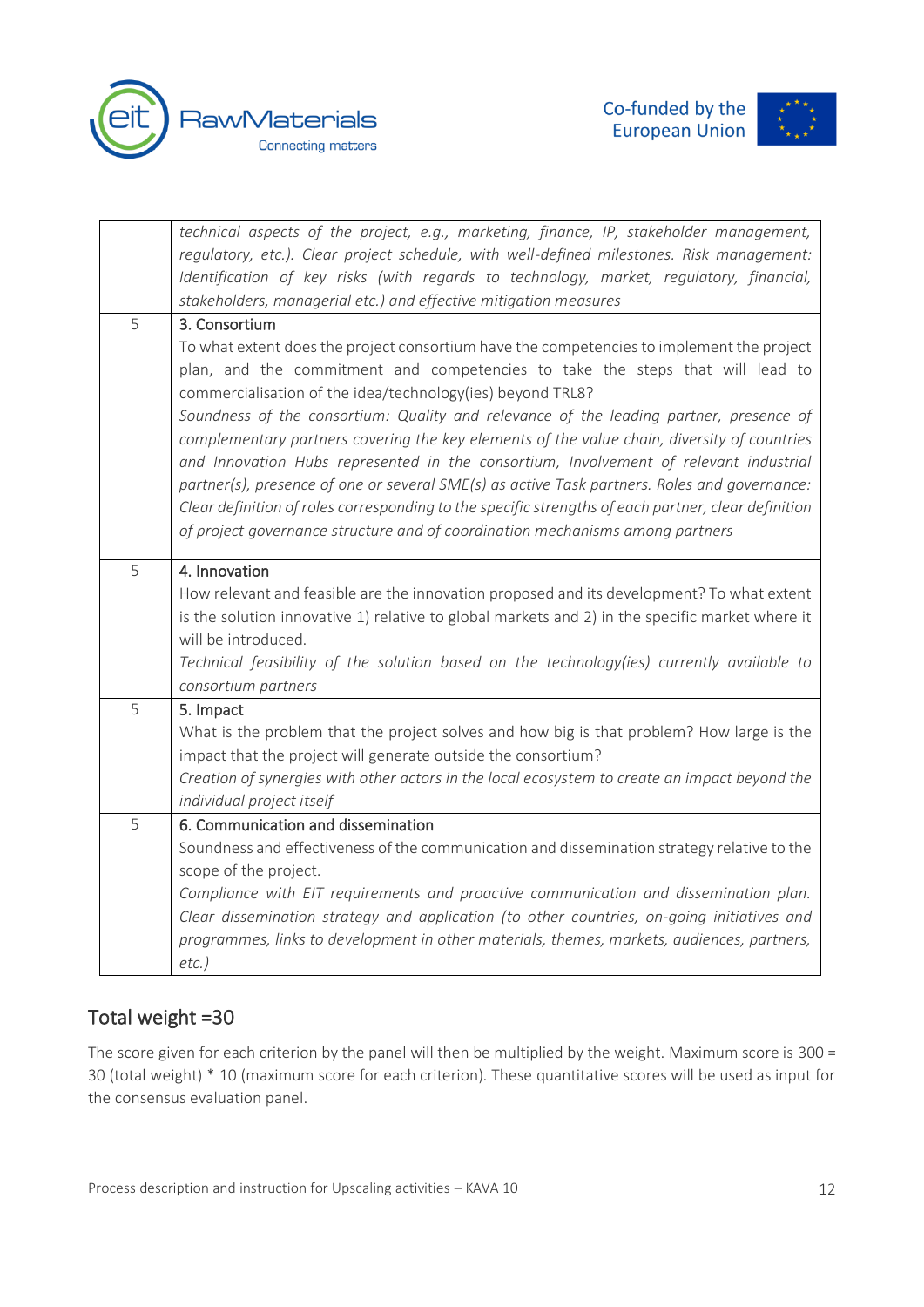| | |
|---|---|
| | *technical aspects of the project, e.g., marketing, finance, IP, stakeholder management, regulatory, etc.). Clear project schedule, with well-defined milestones. Risk management: Identification of key risks (with regards to technology, market, regulatory, financial, stakeholders, managerial etc.) and effective mitigation measures* |
| 5 | 3. Consortium<br>To what extent does the project consortium have the competencies to implement the project plan, and the commitment and competencies to take the steps that will lead to commercialisation of the idea/technology(ies) beyond TRL8?<br>*Soundness of the consortium: Quality and relevance of the leading partner, presence of complementary partners covering the key elements of the value chain, diversity of countries and Innovation Hubs represented in the consortium, Involvement of relevant industrial partner(s), presence of one or several SME(s) as active Task partners. Roles and governance: Clear definition of roles corresponding to the specific strengths of each partner, clear definition of project governance structure and of coordination mechanisms among partners* |
| 5 | 4. Innovation<br>How relevant and feasible are the innovation proposed and its development? To what extent is the solution innovative 1) relative to global markets and 2) in the specific market where it will be introduced.<br>*Technical feasibility of the solution based on the technology(ies) currently available to consortium partners* |
| 5 | 5. Impact<br>What is the problem that the project solves and how big is that problem? How large is the impact that the project will generate outside the consortium?<br>*Creation of synergies with other actors in the local ecosystem to create an impact beyond the individual project itself* |
| 5 | 6. Communication and dissemination<br>Soundness and effectiveness of the communication and dissemination strategy relative to the scope of the project.<br>*Compliance with EIT requirements and proactive communication and dissemination plan. Clear dissemination strategy and application (to other countries, on-going initiatives and programmes, links to development in other materials, themes, markets, audiences, partners, etc.)* |

## Total weight =30

The score given for each criterion by the panel will then be multiplied by the weight. Maximum score is 300 = 30 (total weight) * 10 (maximum score for each criterion). These quantitative scores will be used as input for the consensus evaluation panel.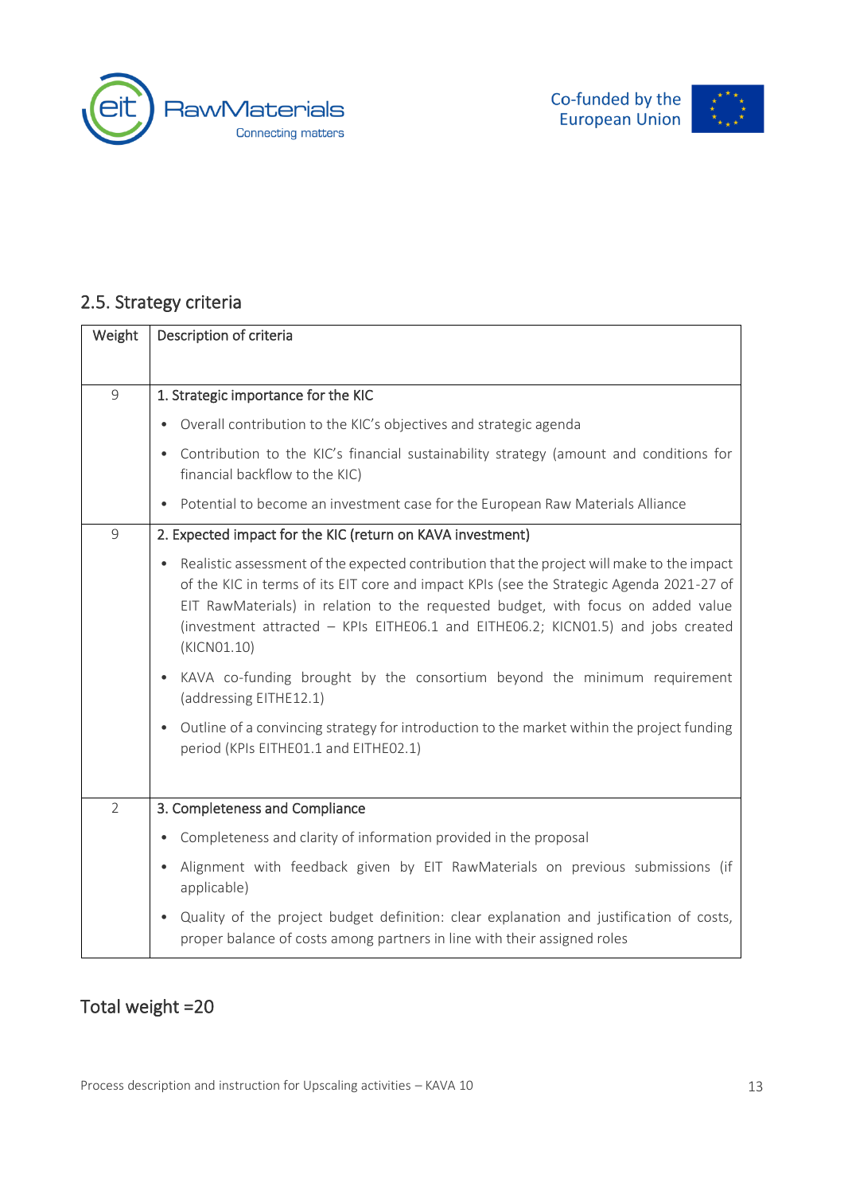## 2.5. Strategy criteria

| Weight | Description of criteria |
|---|---|
| 9 | 1. Strategic importance for the KIC<br>• Overall contribution to the KIC's objectives and strategic agenda<br>• Contribution to the KIC's financial sustainability strategy (amount and conditions for financial backflow to the KIC)<br>• Potential to become an investment case for the European Raw Materials Alliance |
| 9 | 2. Expected impact for the KIC (return on KAVA investment)<br>• Realistic assessment of the expected contribution that the project will make to the impact of the KIC in terms of its EIT core and impact KPIs (see the Strategic Agenda 2021-27 of EIT RawMaterials) in relation to the requested budget, with focus on added value (investment attracted – KPIs EITHE06.1 and EITHE06.2; KICN01.5) and jobs created (KICN01.10)<br>• KAVA co-funding brought by the consortium beyond the minimum requirement (addressing EITHE12.1)<br>• Outline of a convincing strategy for introduction to the market within the project funding period (KPIs EITHE01.1 and EITHE02.1) |
| 2 | 3. Completeness and Compliance<br>• Completeness and clarity of information provided in the proposal<br>• Alignment with feedback given by EIT RawMaterials on previous submissions (if applicable)<br>• Quality of the project budget definition: clear explanation and justification of costs, proper balance of costs among partners in line with their assigned roles |

## Total weight =20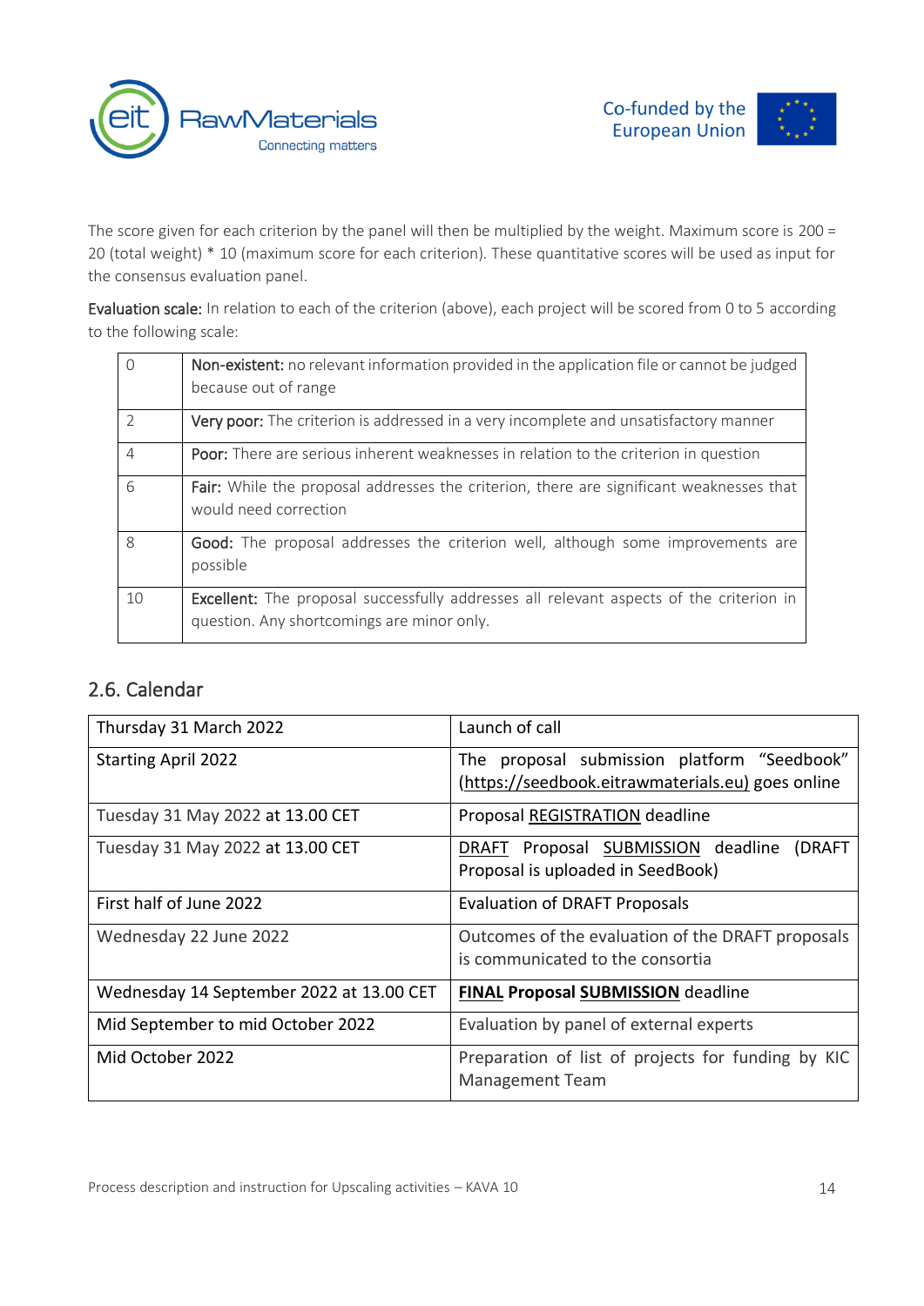The score given for each criterion by the panel will then be multiplied by the weight. Maximum score is 200 = 20 (total weight) * 10 (maximum score for each criterion). These quantitative scores will be used as input for the consensus evaluation panel.

**Evaluation scale:** In relation to each of the criterion (above), each project will be scored from 0 to 5 according to the following scale:

| | |
|---|---|
| 0 | **Non-existent:** no relevant information provided in the application file or cannot be judged because out of range |
| 2 | **Very poor:** The criterion is addressed in a very incomplete and unsatisfactory manner |
| 4 | **Poor:** There are serious inherent weaknesses in relation to the criterion in question |
| 6 | **Fair:** While the proposal addresses the criterion, there are significant weaknesses that would need correction |
| 8 | **Good:** The proposal addresses the criterion well, although some improvements are possible |
| 10 | **Excellent:** The proposal successfully addresses all relevant aspects of the criterion in question. Any shortcomings are minor only. |

## 2.6. Calendar

| | |
|---|---|
| Thursday 31 March 2022 | Launch of call |
| Starting April 2022 | The proposal submission platform "Seedbook" (https://seedbook.eitrawmaterials.eu) goes online |
| Tuesday 31 May 2022 at 13.00 CET | Proposal REGISTRATION deadline |
| Tuesday 31 May 2022 at 13.00 CET | DRAFT Proposal SUBMISSION deadline (DRAFT Proposal is uploaded in SeedBook) |
| First half of June 2022 | Evaluation of DRAFT Proposals |
| Wednesday 22 June 2022 | Outcomes of the evaluation of the DRAFT proposals is communicated to the consortia |
| Wednesday 14 September 2022 at 13.00 CET | **FINAL Proposal SUBMISSION** deadline |
| Mid September to mid October 2022 | Evaluation by panel of external experts |
| Mid October 2022 | Preparation of list of projects for funding by KIC Management Team |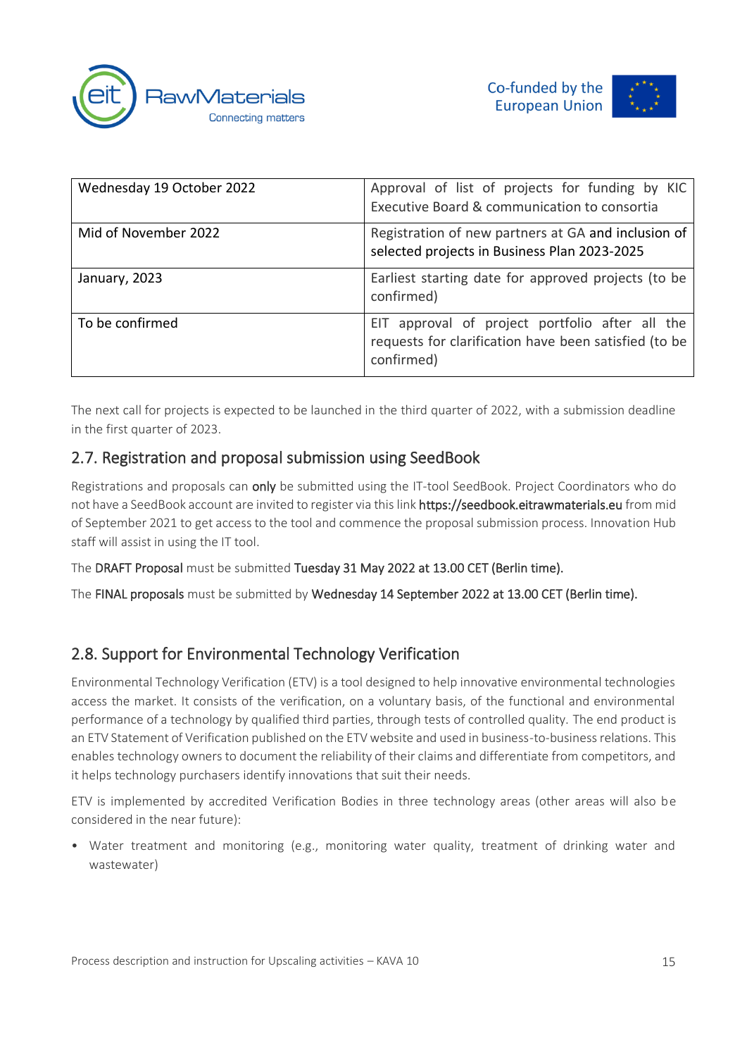| Wednesday 19 October 2022 | Approval of list of projects for funding by KIC Executive Board & communication to consortia |
|---|---|
| Mid of November 2022 | Registration of new partners at GA and inclusion of selected projects in Business Plan 2023-2025 |
| January, 2023 | Earliest starting date for approved projects (to be confirmed) |
| To be confirmed | EIT approval of project portfolio after all the requests for clarification have been satisfied (to be confirmed) |

The next call for projects is expected to be launched in the third quarter of 2022, with a submission deadline in the first quarter of 2023.

## 2.7. Registration and proposal submission using SeedBook

Registrations and proposals can **only** be submitted using the IT-tool SeedBook. Project Coordinators who do not have a SeedBook account are invited to register via this link **https://seedbook.eitrawmaterials.eu** from mid of September 2021 to get access to the tool and commence the proposal submission process. Innovation Hub staff will assist in using the IT tool.

The **DRAFT Proposal** must be submitted **Tuesday 31 May 2022 at 13.00 CET (Berlin time).**

The **FINAL proposals** must be submitted by **Wednesday 14 September 2022 at 13.00 CET (Berlin time).**

## 2.8. Support for Environmental Technology Verification

Environmental Technology Verification (ETV) is a tool designed to help innovative environmental technologies access the market. It consists of the verification, on a voluntary basis, of the functional and environmental performance of a technology by qualified third parties, through tests of controlled quality. The end product is an ETV Statement of Verification published on the ETV website and used in business-to-business relations. This enables technology owners to document the reliability of their claims and differentiate from competitors, and it helps technology purchasers identify innovations that suit their needs.

ETV is implemented by accredited Verification Bodies in three technology areas (other areas will also be considered in the near future):

- Water treatment and monitoring (e.g., monitoring water quality, treatment of drinking water and wastewater)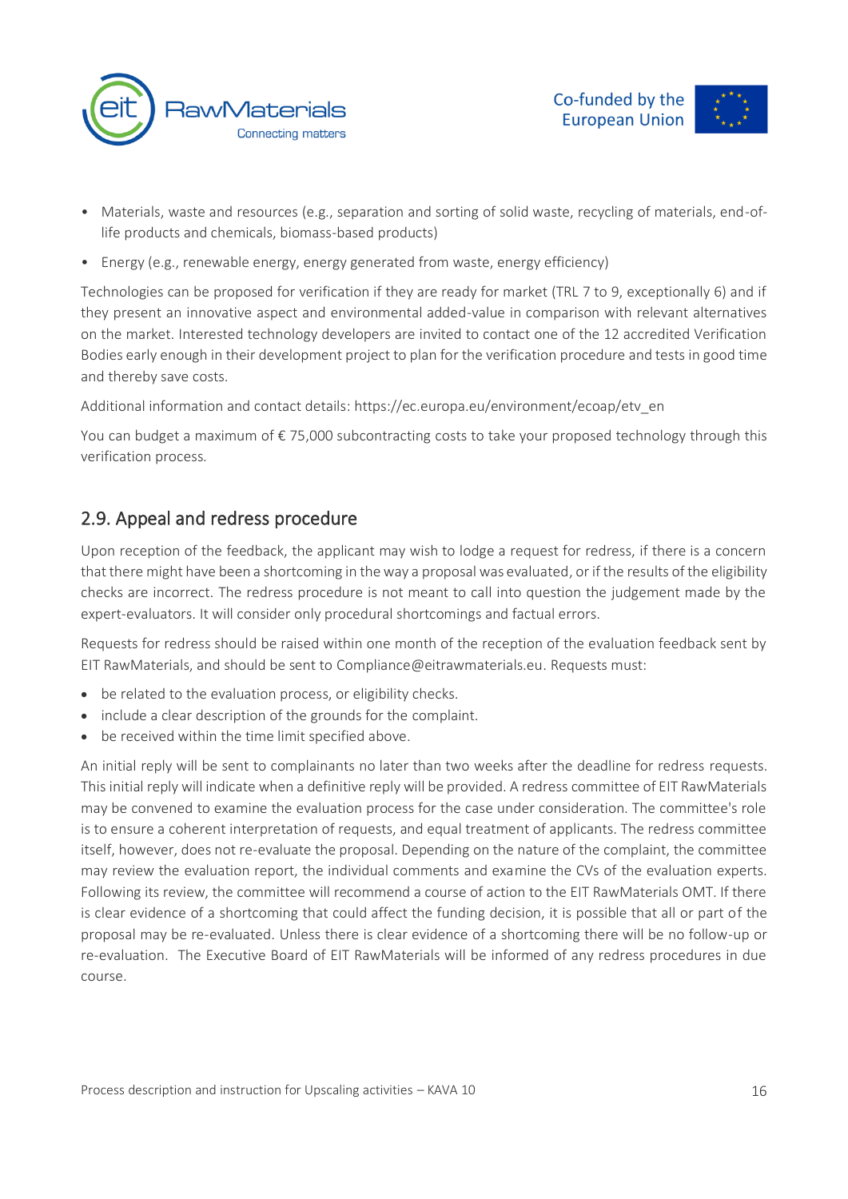- Materials, waste and resources (e.g., separation and sorting of solid waste, recycling of materials, end-of-life products and chemicals, biomass-based products)
- Energy (e.g., renewable energy, energy generated from waste, energy efficiency)

Technologies can be proposed for verification if they are ready for market (TRL 7 to 9, exceptionally 6) and if they present an innovative aspect and environmental added-value in comparison with relevant alternatives on the market. Interested technology developers are invited to contact one of the 12 accredited Verification Bodies early enough in their development project to plan for the verification procedure and tests in good time and thereby save costs.

Additional information and contact details: https://ec.europa.eu/environment/ecoap/etv_en

You can budget a maximum of € 75,000 subcontracting costs to take your proposed technology through this verification process.

## 2.9. Appeal and redress procedure

Upon reception of the feedback, the applicant may wish to lodge a request for redress, if there is a concern that there might have been a shortcoming in the way a proposal was evaluated, or if the results of the eligibility checks are incorrect. The redress procedure is not meant to call into question the judgement made by the expert-evaluators. It will consider only procedural shortcomings and factual errors.

Requests for redress should be raised within one month of the reception of the evaluation feedback sent by EIT RawMaterials, and should be sent to Compliance@eitrawmaterials.eu. Requests must:

- be related to the evaluation process, or eligibility checks.
- include a clear description of the grounds for the complaint.
- be received within the time limit specified above.

An initial reply will be sent to complainants no later than two weeks after the deadline for redress requests. This initial reply will indicate when a definitive reply will be provided. A redress committee of EIT RawMaterials may be convened to examine the evaluation process for the case under consideration. The committee's role is to ensure a coherent interpretation of requests, and equal treatment of applicants. The redress committee itself, however, does not re-evaluate the proposal. Depending on the nature of the complaint, the committee may review the evaluation report, the individual comments and examine the CVs of the evaluation experts. Following its review, the committee will recommend a course of action to the EIT RawMaterials OMT. If there is clear evidence of a shortcoming that could affect the funding decision, it is possible that all or part of the proposal may be re-evaluated. Unless there is clear evidence of a shortcoming there will be no follow-up or re-evaluation. The Executive Board of EIT RawMaterials will be informed of any redress procedures in due course.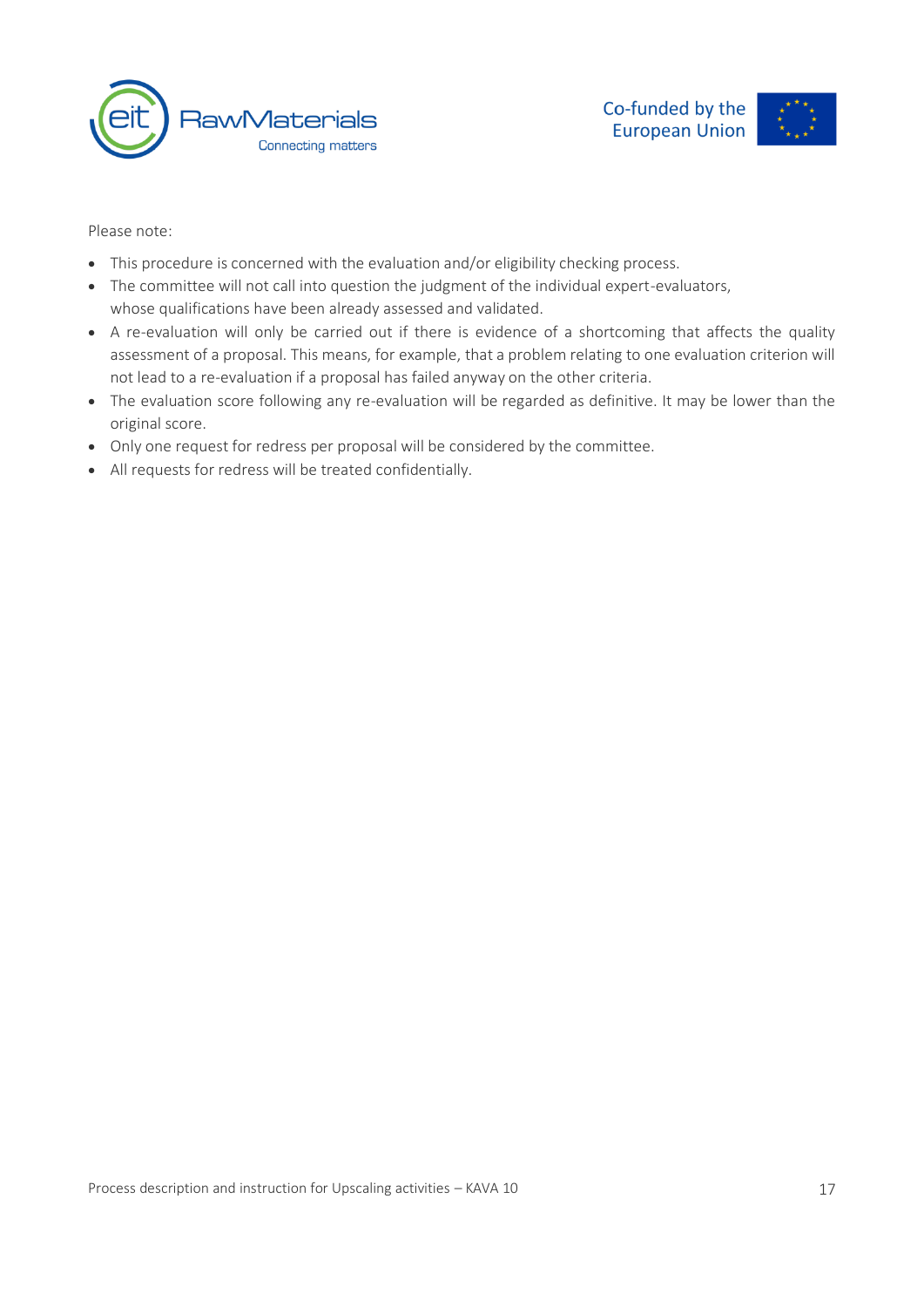Please note:

- This procedure is concerned with the evaluation and/or eligibility checking process.
- The committee will not call into question the judgment of the individual expert-evaluators, whose qualifications have been already assessed and validated.
- A re-evaluation will only be carried out if there is evidence of a shortcoming that affects the quality assessment of a proposal. This means, for example, that a problem relating to one evaluation criterion will not lead to a re-evaluation if a proposal has failed anyway on the other criteria.
- The evaluation score following any re-evaluation will be regarded as definitive. It may be lower than the original score.
- Only one request for redress per proposal will be considered by the committee.
- All requests for redress will be treated confidentially.